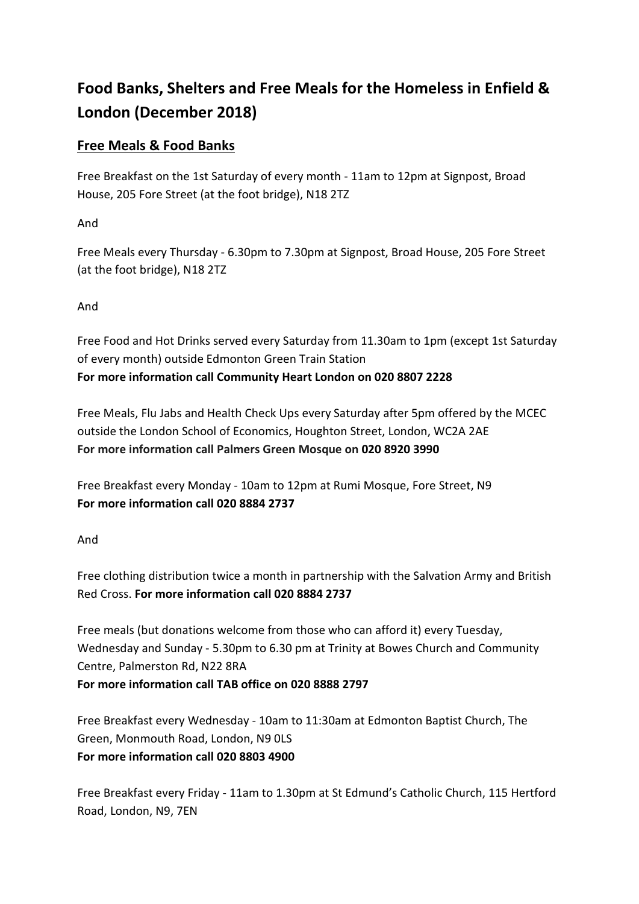# Food Banks, Shelters and Free Meals for the Homeless in Enfield & London (December 2018)

## Free Meals & Food Banks

Free Breakfast on the 1st Saturday of every month - 11am to 12pm at Signpost, Broad House, 205 Fore Street (at the foot bridge), N18 2TZ

And

Free Meals every Thursday - 6.30pm to 7.30pm at Signpost, Broad House, 205 Fore Street (at the foot bridge), N18 2TZ

And

Free Food and Hot Drinks served every Saturday from 11.30am to 1pm (except 1st Saturday of every month) outside Edmonton Green Train Station
**For more information call Community Heart London on 020 8807 2228**

Free Meals, Flu Jabs and Health Check Ups every Saturday after 5pm offered by the MCEC outside the London School of Economics, Houghton Street, London, WC2A 2AE
**For more information call Palmers Green Mosque on 020 8920 3990**

Free Breakfast every Monday - 10am to 12pm at Rumi Mosque, Fore Street, N9
**For more information call 020 8884 2737**

And

Free clothing distribution twice a month in partnership with the Salvation Army and British Red Cross. **For more information call 020 8884 2737**

Free meals (but donations welcome from those who can afford it) every Tuesday, Wednesday and Sunday - 5.30pm to 6.30 pm at Trinity at Bowes Church and Community Centre, Palmerston Rd, N22 8RA
**For more information call TAB office on 020 8888 2797**

Free Breakfast every Wednesday - 10am to 11:30am at Edmonton Baptist Church, The Green, Monmouth Road, London, N9 0LS
**For more information call 020 8803 4900**

Free Breakfast every Friday - 11am to 1.30pm at St Edmund's Catholic Church, 115 Hertford Road, London, N9, 7EN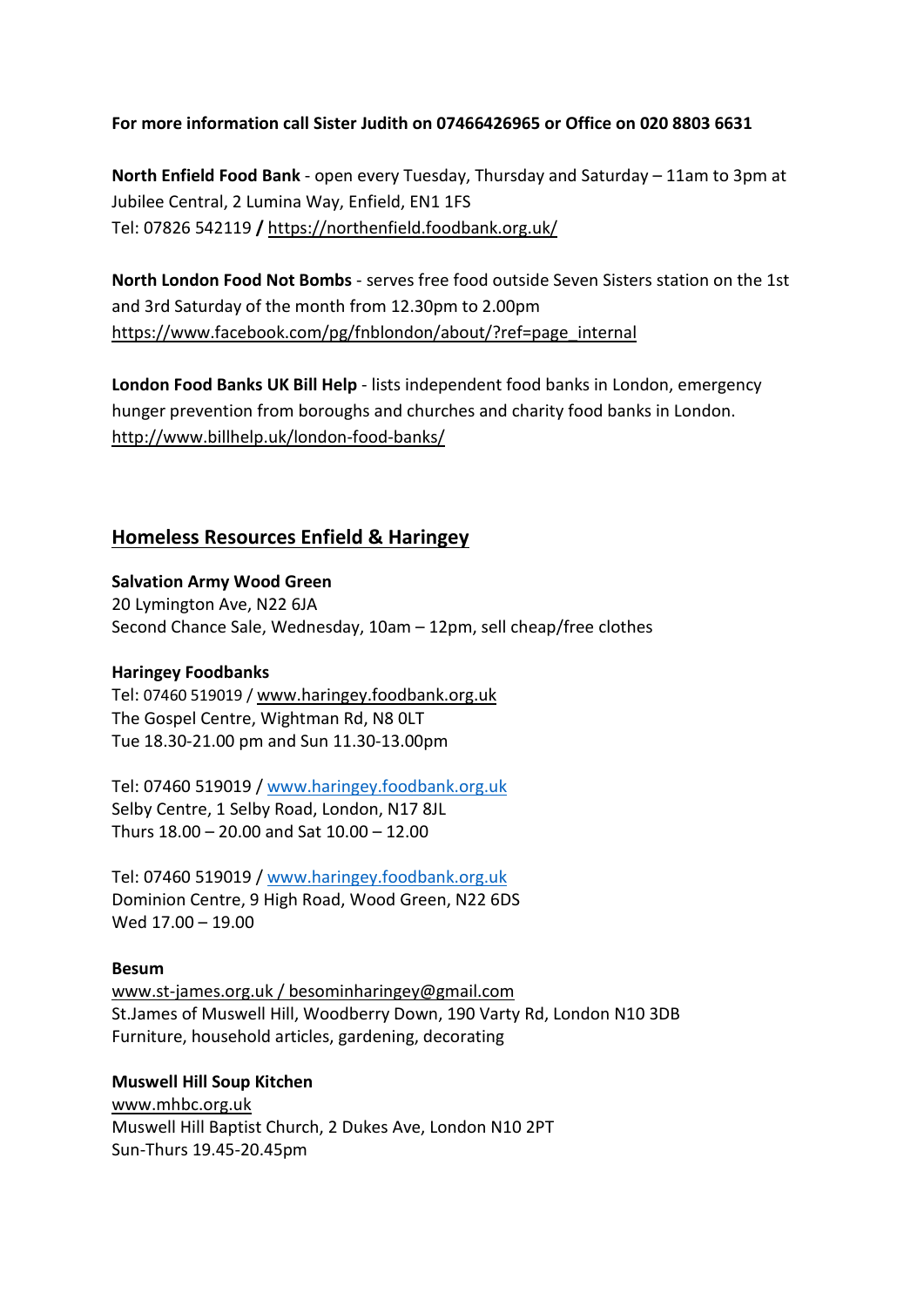**For more information call Sister Judith on 07466426965 or Office on 020 8803 6631**

**North Enfield Food Bank** - open every Tuesday, Thursday and Saturday – 11am to 3pm at Jubilee Central, 2 Lumina Way, Enfield, EN1 1FS
Tel: 07826 542119 **/** https://northenfield.foodbank.org.uk/

**North London Food Not Bombs** - serves free food outside Seven Sisters station on the 1st and 3rd Saturday of the month from 12.30pm to 2.00pm
https://www.facebook.com/pg/fnblondon/about/?ref=page_internal

**London Food Banks UK Bill Help** - lists independent food banks in London, emergency hunger prevention from boroughs and churches and charity food banks in London.
http://www.billhelp.uk/london-food-banks/

## Homeless Resources Enfield & Haringey

**Salvation Army Wood Green**
20 Lymington Ave, N22 6JA
Second Chance Sale, Wednesday, 10am – 12pm, sell cheap/free clothes

**Haringey Foodbanks**
Tel: 07460 519019 / www.haringey.foodbank.org.uk
The Gospel Centre, Wightman Rd, N8 0LT
Tue 18.30-21.00 pm and Sun 11.30-13.00pm

Tel: 07460 519019 / www.haringey.foodbank.org.uk
Selby Centre, 1 Selby Road, London, N17 8JL
Thurs 18.00 – 20.00 and Sat 10.00 – 12.00

Tel: 07460 519019 / www.haringey.foodbank.org.uk
Dominion Centre, 9 High Road, Wood Green, N22 6DS
Wed 17.00 – 19.00

**Besum**
www.st-james.org.uk / besominharingey@gmail.com
St.James of Muswell Hill, Woodberry Down, 190 Varty Rd, London N10 3DB
Furniture, household articles, gardening, decorating

**Muswell Hill Soup Kitchen**
www.mhbc.org.uk
Muswell Hill Baptist Church, 2 Dukes Ave, London N10 2PT
Sun-Thurs 19.45-20.45pm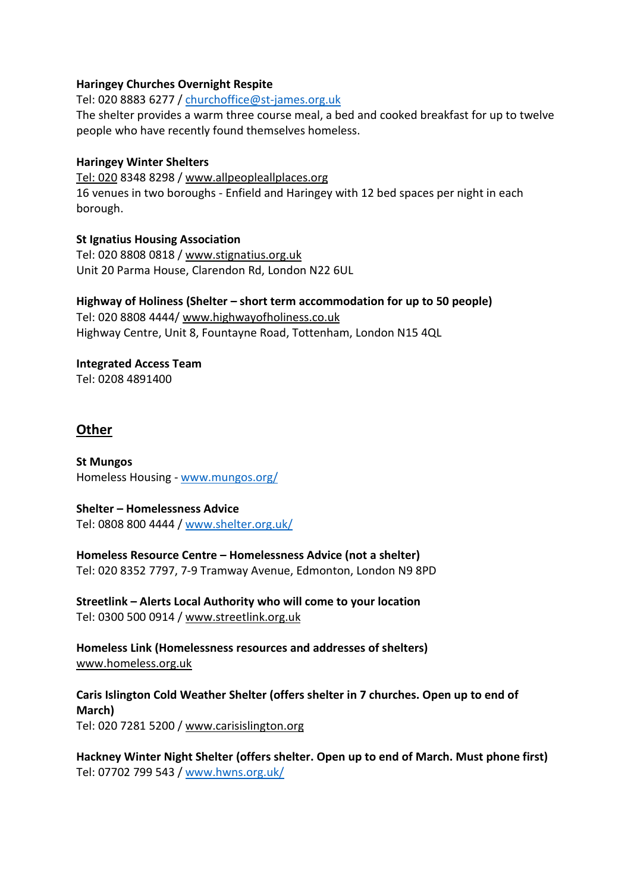**Haringey Churches Overnight Respite**
Tel: 020 8883 6277 / churchoffice@st-james.org.uk
The shelter provides a warm three course meal, a bed and cooked breakfast for up to twelve people who have recently found themselves homeless.

**Haringey Winter Shelters**
Tel: 020 8348 8298 / www.allpeopleallplaces.org
16 venues in two boroughs - Enfield and Haringey with 12 bed spaces per night in each borough.

**St Ignatius Housing Association**
Tel: 020 8808 0818 / www.stignatius.org.uk
Unit 20 Parma House, Clarendon Rd, London N22 6UL

**Highway of Holiness (Shelter – short term accommodation for up to 50 people)**
Tel: 020 8808 4444/ www.highwayofholiness.co.uk
Highway Centre, Unit 8, Fountayne Road, Tottenham, London N15 4QL

**Integrated Access Team**
Tel: 0208 4891400

## Other

**St Mungos**
Homeless Housing - www.mungos.org/

**Shelter – Homelessness Advice**
Tel: 0808 800 4444 / www.shelter.org.uk/

**Homeless Resource Centre – Homelessness Advice (not a shelter)**
Tel: 020 8352 7797, 7-9 Tramway Avenue, Edmonton, London N9 8PD

**Streetlink – Alerts Local Authority who will come to your location**
Tel: 0300 500 0914 / www.streetlink.org.uk

**Homeless Link (Homelessness resources and addresses of shelters)**
www.homeless.org.uk

**Caris Islington Cold Weather Shelter (offers shelter in 7 churches. Open up to end of March)**
Tel: 020 7281 5200 / www.carisislington.org

**Hackney Winter Night Shelter (offers shelter. Open up to end of March. Must phone first)**
Tel: 07702 799 543 / www.hwns.org.uk/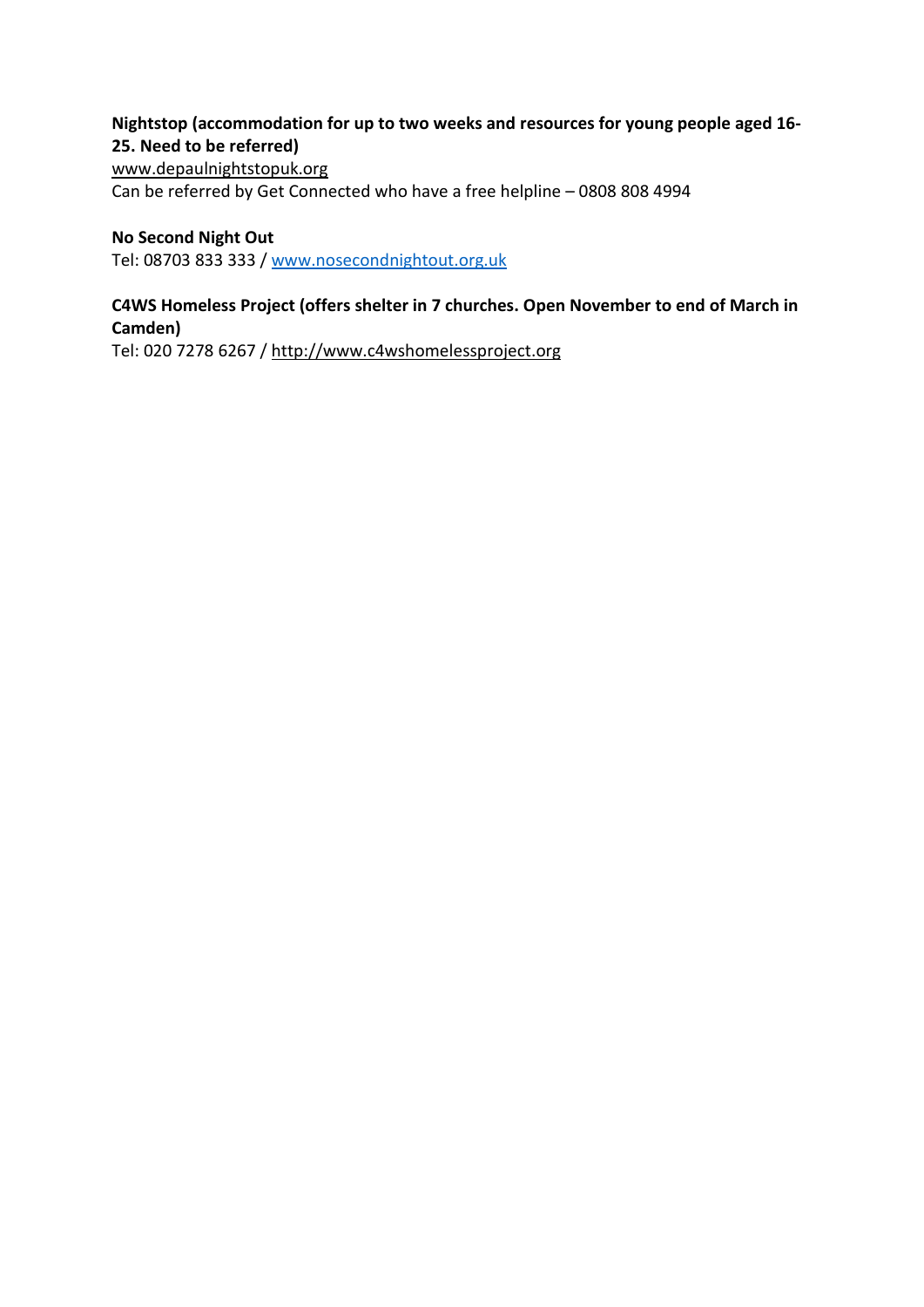**Nightstop (accommodation for up to two weeks and resources for young people aged 16-25. Need to be referred)**

www.depaulnightstopuk.org

Can be referred by Get Connected who have a free helpline – 0808 808 4994

**No Second Night Out**

Tel: 08703 833 333 / www.nosecondnightout.org.uk

**C4WS Homeless Project (offers shelter in 7 churches. Open November to end of March in Camden)**

Tel: 020 7278 6267 / http://www.c4wshomelessproject.org